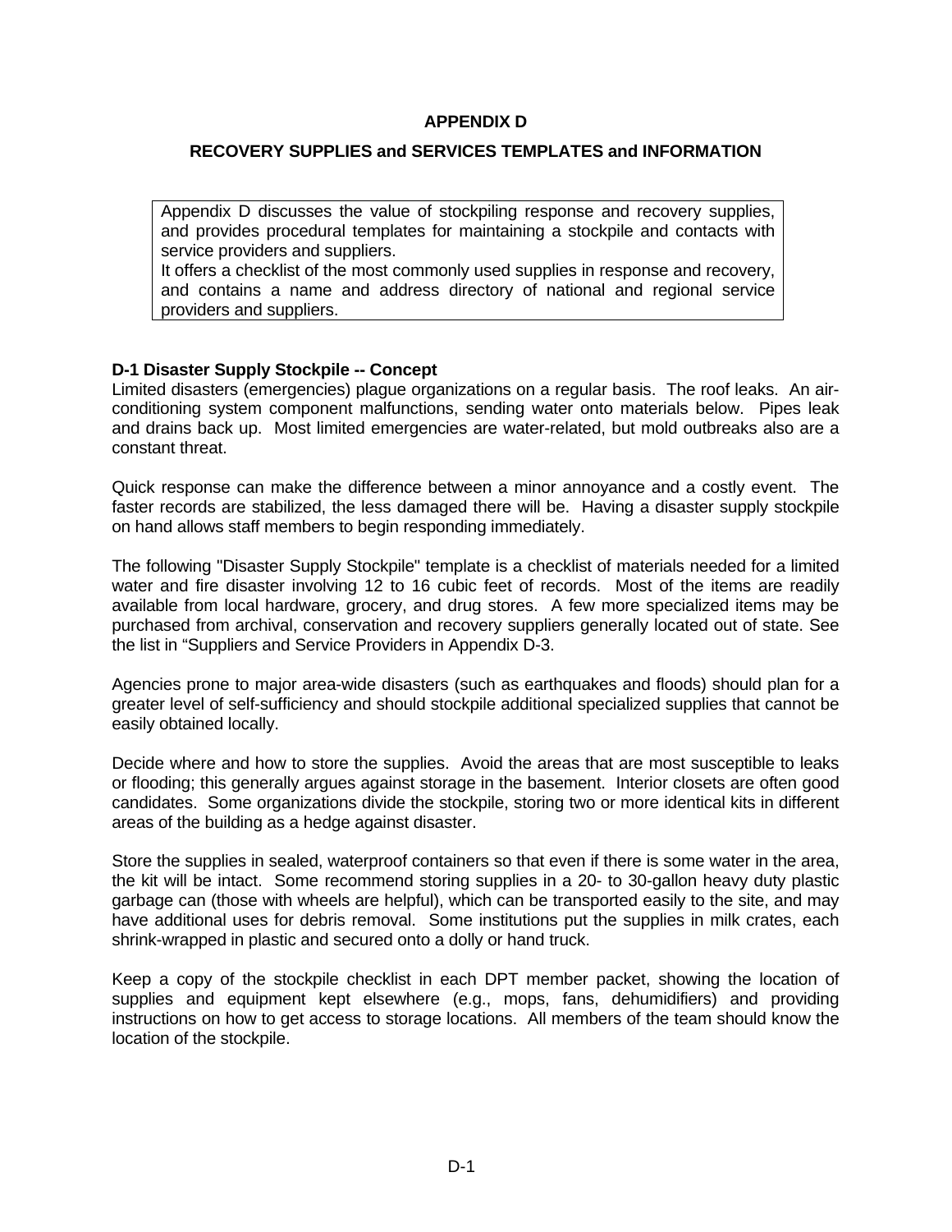# APPENDIX D

## RECOVERY SUPPLIES and SERVICES TEMPLATES and INFORMATION

Appendix D discusses the value of stockpiling response and recovery supplies, and provides procedural templates for maintaining a stockpile and contacts with service providers and suppliers.
It offers a checklist of the most commonly used supplies in response and recovery, and contains a name and address directory of national and regional service providers and suppliers.

### D-1 Disaster Supply Stockpile -- Concept

Limited disasters (emergencies) plague organizations on a regular basis. The roof leaks. An air-conditioning system component malfunctions, sending water onto materials below. Pipes leak and drains back up. Most limited emergencies are water-related, but mold outbreaks also are a constant threat.

Quick response can make the difference between a minor annoyance and a costly event. The faster records are stabilized, the less damaged there will be. Having a disaster supply stockpile on hand allows staff members to begin responding immediately.

The following "Disaster Supply Stockpile" template is a checklist of materials needed for a limited water and fire disaster involving 12 to 16 cubic feet of records. Most of the items are readily available from local hardware, grocery, and drug stores. A few more specialized items may be purchased from archival, conservation and recovery suppliers generally located out of state. See the list in "Suppliers and Service Providers in Appendix D-3.

Agencies prone to major area-wide disasters (such as earthquakes and floods) should plan for a greater level of self-sufficiency and should stockpile additional specialized supplies that cannot be easily obtained locally.

Decide where and how to store the supplies. Avoid the areas that are most susceptible to leaks or flooding; this generally argues against storage in the basement. Interior closets are often good candidates. Some organizations divide the stockpile, storing two or more identical kits in different areas of the building as a hedge against disaster.

Store the supplies in sealed, waterproof containers so that even if there is some water in the area, the kit will be intact. Some recommend storing supplies in a 20- to 30-gallon heavy duty plastic garbage can (those with wheels are helpful), which can be transported easily to the site, and may have additional uses for debris removal. Some institutions put the supplies in milk crates, each shrink-wrapped in plastic and secured onto a dolly or hand truck.

Keep a copy of the stockpile checklist in each DPT member packet, showing the location of supplies and equipment kept elsewhere (e.g., mops, fans, dehumidifiers) and providing instructions on how to get access to storage locations. All members of the team should know the location of the stockpile.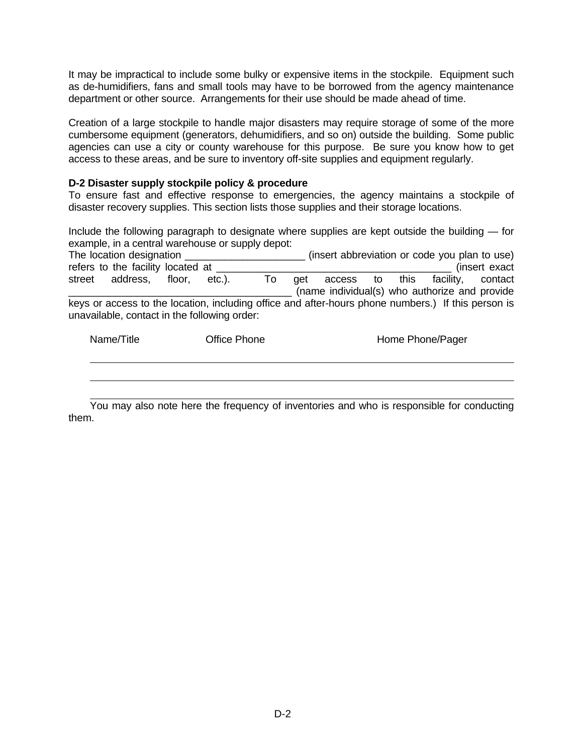It may be impractical to include some bulky or expensive items in the stockpile. Equipment such as de-humidifiers, fans and small tools may have to be borrowed from the agency maintenance department or other source. Arrangements for their use should be made ahead of time.

Creation of a large stockpile to handle major disasters may require storage of some of the more cumbersome equipment (generators, dehumidifiers, and so on) outside the building. Some public agencies can use a city or county warehouse for this purpose. Be sure you know how to get access to these areas, and be sure to inventory off-site supplies and equipment regularly.

**D-2 Disaster supply stockpile policy & procedure**

To ensure fast and effective response to emergencies, the agency maintains a stockpile of disaster recovery supplies. This section lists those supplies and their storage locations.

Include the following paragraph to designate where supplies are kept outside the building — for example, in a central warehouse or supply depot:

The location designation _____________________ (insert abbreviation or code you plan to use) refers to the facility located at _________________________________________ (insert exact street address, floor, etc.). To get access to this facility, contact ________________________________________ (name individual(s) who authorize and provide keys or access to the location, including office and after-hours phone numbers.) If this person is unavailable, contact in the following order:

| Name/Title | Office Phone | Home Phone/Pager |
|---|---|---|
| | | |
| | | |
| | | |

You may also note here the frequency of inventories and who is responsible for conducting them.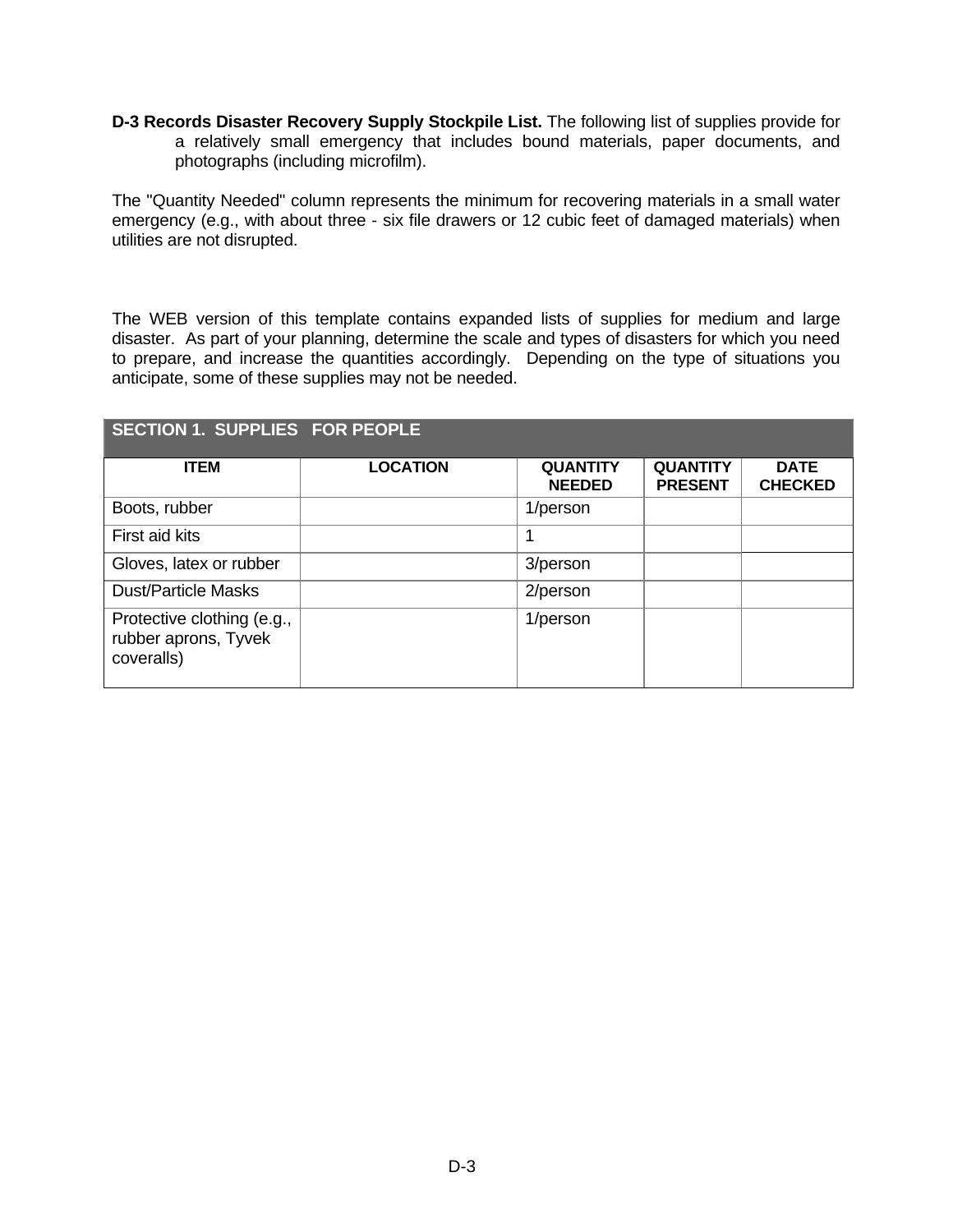**D-3 Records Disaster Recovery Supply Stockpile List.** The following list of supplies provide for a relatively small emergency that includes bound materials, paper documents, and photographs (including microfilm).

The "Quantity Needed" column represents the minimum for recovering materials in a small water emergency (e.g., with about three - six file drawers or 12 cubic feet of damaged materials) when utilities are not disrupted.

The WEB version of this template contains expanded lists of supplies for medium and large disaster. As part of your planning, determine the scale and types of disasters for which you need to prepare, and increase the quantities accordingly. Depending on the type of situations you anticipate, some of these supplies may not be needed.

| SECTION 1. SUPPLIES FOR PEOPLE | | | | |
|---|---|---|---|---|
| **ITEM** | **LOCATION** | **QUANTITY NEEDED** | **QUANTITY PRESENT** | **DATE CHECKED** |
| Boots, rubber | | 1/person | | |
| First aid kits | | 1 | | |
| Gloves, latex or rubber | | 3/person | | |
| Dust/Particle Masks | | 2/person | | |
| Protective clothing (e.g., rubber aprons, Tyvek coveralls) | | 1/person | | |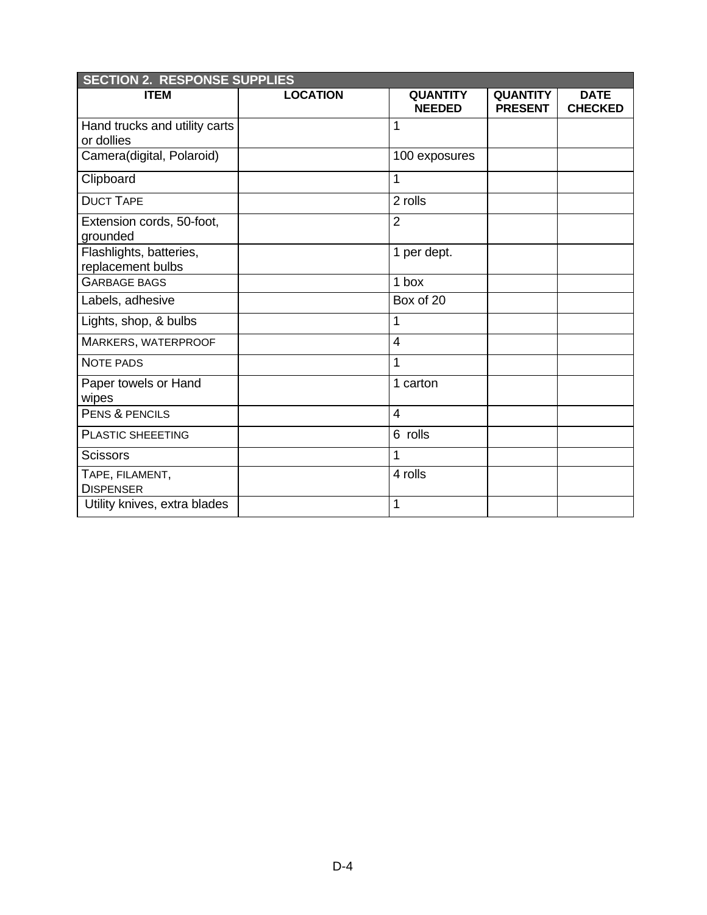| SECTION 2. RESPONSE SUPPLIES | | | | |
|---|---|---|---|---|
| **ITEM** | **LOCATION** | **QUANTITY NEEDED** | **QUANTITY PRESENT** | **DATE CHECKED** |
| Hand trucks and utility carts or dollies | | 1 | | |
| Camera(digital, Polaroid) | | 100 exposures | | |
| Clipboard | | 1 | | |
| DUCT TAPE | | 2 rolls | | |
| Extension cords, 50-foot, grounded | | 2 | | |
| Flashlights, batteries, replacement bulbs | | 1 per dept. | | |
| GARBAGE BAGS | | 1 box | | |
| Labels, adhesive | | Box of 20 | | |
| Lights, shop, & bulbs | | 1 | | |
| MARKERS, WATERPROOF | | 4 | | |
| NOTE PADS | | 1 | | |
| Paper towels or Hand wipes | | 1 carton | | |
| PENS & PENCILS | | 4 | | |
| PLASTIC SHEEETING | | 6 rolls | | |
| Scissors | | 1 | | |
| TAPE, FILAMENT, DISPENSER | | 4 rolls | | |
| Utility knives, extra blades | | 1 | | |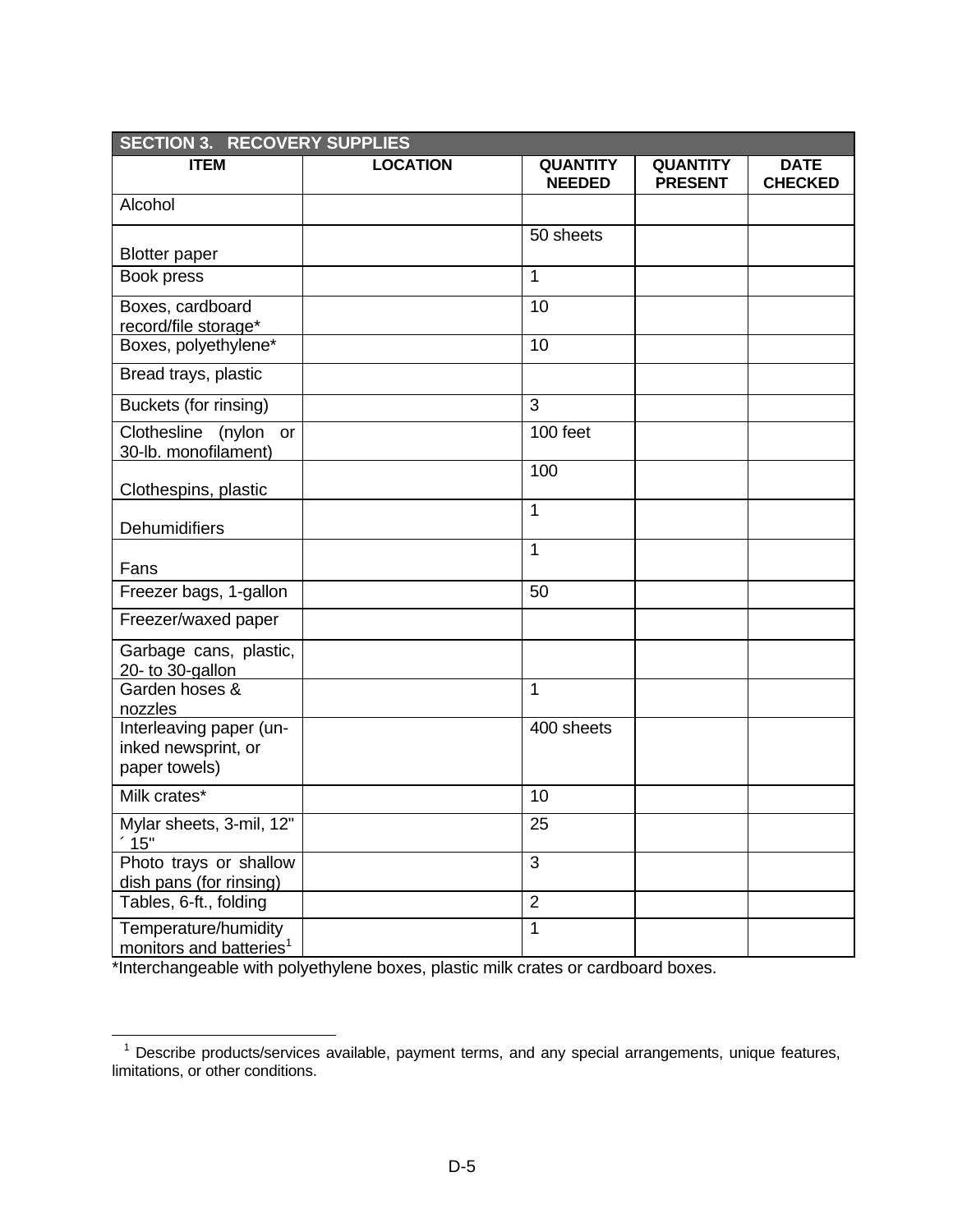| SECTION 3. RECOVERY SUPPLIES | | | | |
|---|---|---|---|---|
| **ITEM** | **LOCATION** | **QUANTITY NEEDED** | **QUANTITY PRESENT** | **DATE CHECKED** |
| Alcohol | | | | |
| Blotter paper | | 50 sheets | | |
| Book press | | 1 | | |
| Boxes, cardboard record/file storage* | | 10 | | |
| Boxes, polyethylene* | | 10 | | |
| Bread trays, plastic | | | | |
| Buckets (for rinsing) | | 3 | | |
| Clothesline (nylon or 30-lb. monofilament) | | 100 feet | | |
| Clothespins, plastic | | 100 | | |
| Dehumidifiers | | 1 | | |
| Fans | | 1 | | |
| Freezer bags, 1-gallon | | 50 | | |
| Freezer/waxed paper | | | | |
| Garbage cans, plastic, 20- to 30-gallon | | | | |
| Garden hoses & nozzles | | 1 | | |
| Interleaving paper (un-inked newsprint, or paper towels) | | 400 sheets | | |
| Milk crates* | | 10 | | |
| Mylar sheets, 3-mil, 12" ´ 15" | | 25 | | |
| Photo trays or shallow dish pans (for rinsing) | | 3 | | |
| Tables, 6-ft., folding | | 2 | | |
| Temperature/humidity monitors and batteries[1] | | 1 | | |

*Interchangeable with polyethylene boxes, plastic milk crates or cardboard boxes.

[1] Describe products/services available, payment terms, and any special arrangements, unique features, limitations, or other conditions.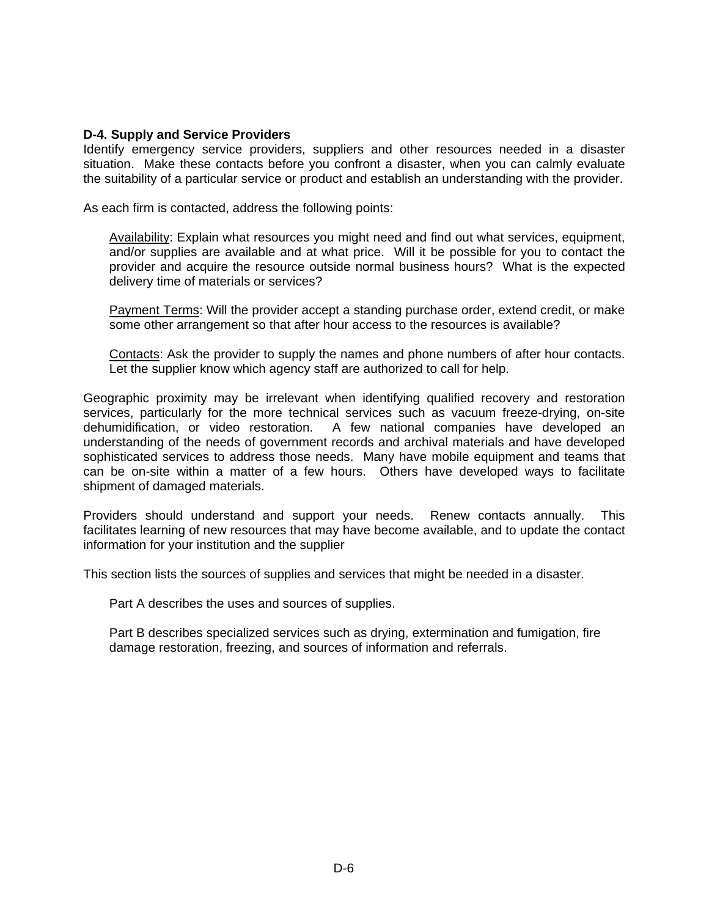**D-4. Supply and Service Providers**

Identify emergency service providers, suppliers and other resources needed in a disaster situation. Make these contacts before you confront a disaster, when you can calmly evaluate the suitability of a particular service or product and establish an understanding with the provider.

As each firm is contacted, address the following points:

> Availability: Explain what resources you might need and find out what services, equipment, and/or supplies are available and at what price. Will it be possible for you to contact the provider and acquire the resource outside normal business hours? What is the expected delivery time of materials or services?
>
> Payment Terms: Will the provider accept a standing purchase order, extend credit, or make some other arrangement so that after hour access to the resources is available?
>
> Contacts: Ask the provider to supply the names and phone numbers of after hour contacts. Let the supplier know which agency staff are authorized to call for help.

Geographic proximity may be irrelevant when identifying qualified recovery and restoration services, particularly for the more technical services such as vacuum freeze-drying, on-site dehumidification, or video restoration. A few national companies have developed an understanding of the needs of government records and archival materials and have developed sophisticated services to address those needs. Many have mobile equipment and teams that can be on-site within a matter of a few hours. Others have developed ways to facilitate shipment of damaged materials.

Providers should understand and support your needs. Renew contacts annually. This facilitates learning of new resources that may have become available, and to update the contact information for your institution and the supplier

This section lists the sources of supplies and services that might be needed in a disaster.

> Part A describes the uses and sources of supplies.
>
> Part B describes specialized services such as drying, extermination and fumigation, fire damage restoration, freezing, and sources of information and referrals.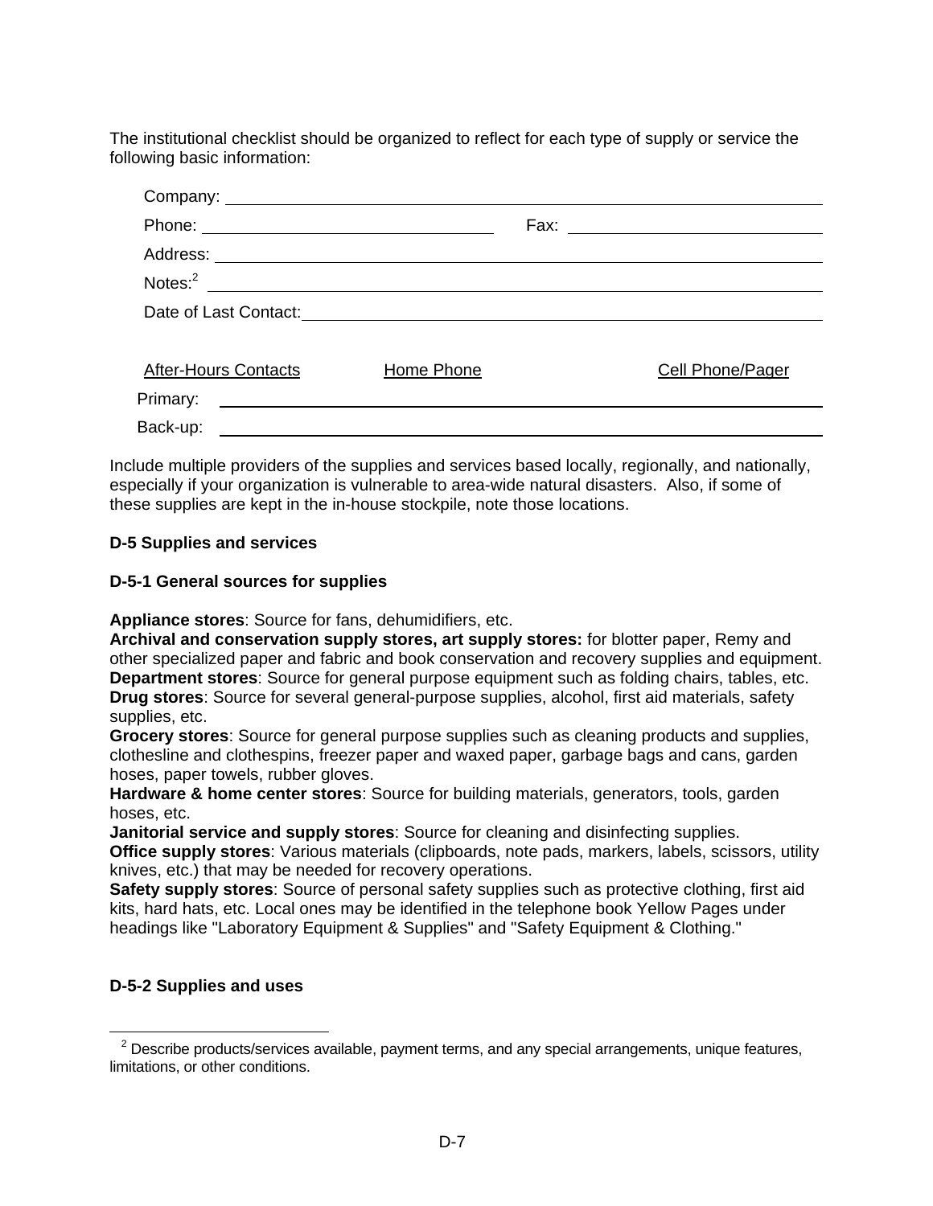The institutional checklist should be organized to reflect for each type of supply or service the following basic information:

Company: ______________________________

Phone: ______________________________ Fax: ______________________________

Address: ______________________________

Notes:[2] ______________________________

Date of Last Contact: ______________________________

| After-Hours Contacts | Home Phone | Cell Phone/Pager |
| --- | --- | --- |
| Primary: | | |
| Back-up: | | |

Include multiple providers of the supplies and services based locally, regionally, and nationally, especially if your organization is vulnerable to area-wide natural disasters. Also, if some of these supplies are kept in the in-house stockpile, note those locations.

### D-5 Supplies and services

#### D-5-1 General sources for supplies

**Appliance stores**: Source for fans, dehumidifiers, etc.
**Archival and conservation supply stores, art supply stores:** for blotter paper, Remy and other specialized paper and fabric and book conservation and recovery supplies and equipment.
**Department stores**: Source for general purpose equipment such as folding chairs, tables, etc.
**Drug stores**: Source for several general-purpose supplies, alcohol, first aid materials, safety supplies, etc.
**Grocery stores**: Source for general purpose supplies such as cleaning products and supplies, clothesline and clothespins, freezer paper and waxed paper, garbage bags and cans, garden hoses, paper towels, rubber gloves.
**Hardware & home center stores**: Source for building materials, generators, tools, garden hoses, etc.
**Janitorial service and supply stores**: Source for cleaning and disinfecting supplies.
**Office supply stores**: Various materials (clipboards, note pads, markers, labels, scissors, utility knives, etc.) that may be needed for recovery operations.
**Safety supply stores**: Source of personal safety supplies such as protective clothing, first aid kits, hard hats, etc. Local ones may be identified in the telephone book Yellow Pages under headings like "Laboratory Equipment & Supplies" and "Safety Equipment & Clothing."

#### D-5-2 Supplies and uses

---

[2] Describe products/services available, payment terms, and any special arrangements, unique features, limitations, or other conditions.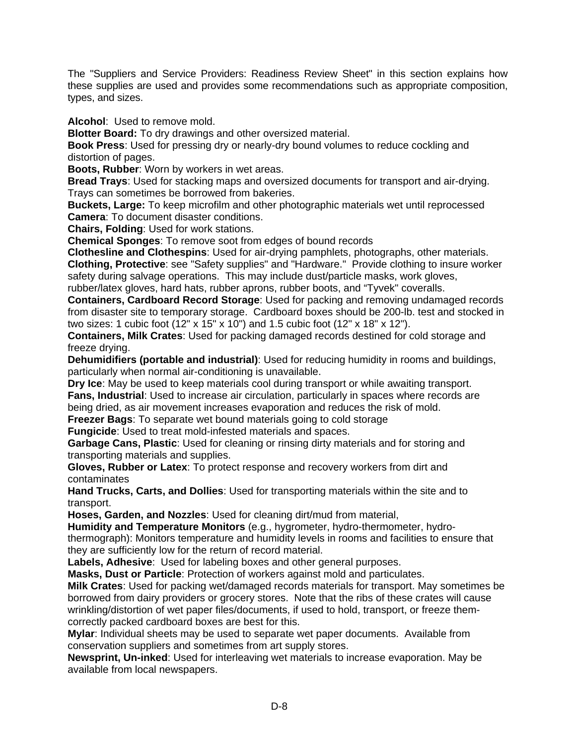The "Suppliers and Service Providers: Readiness Review Sheet" in this section explains how these supplies are used and provides some recommendations such as appropriate composition, types, and sizes.

**Alcohol**: Used to remove mold.
**Blotter Board:** To dry drawings and other oversized material.
**Book Press**: Used for pressing dry or nearly-dry bound volumes to reduce cockling and distortion of pages.
**Boots, Rubber**: Worn by workers in wet areas.
**Bread Trays**: Used for stacking maps and oversized documents for transport and air-drying. Trays can sometimes be borrowed from bakeries.
**Buckets, Large:** To keep microfilm and other photographic materials wet until reprocessed
**Camera**: To document disaster conditions.
**Chairs, Folding**: Used for work stations.
**Chemical Sponges**: To remove soot from edges of bound records
**Clothesline and Clothespins**: Used for air-drying pamphlets, photographs, other materials.
**Clothing, Protective**: see "Safety supplies" and "Hardware." Provide clothing to insure worker safety during salvage operations. This may include dust/particle masks, work gloves, rubber/latex gloves, hard hats, rubber aprons, rubber boots, and “Tyvek" coveralls.
**Containers, Cardboard Record Storage**: Used for packing and removing undamaged records from disaster site to temporary storage. Cardboard boxes should be 200-lb. test and stocked in two sizes: 1 cubic foot (12" x 15" x 10") and 1.5 cubic foot (12" x 18" x 12").
**Containers, Milk Crates**: Used for packing damaged records destined for cold storage and freeze drying.
**Dehumidifiers (portable and industrial)**: Used for reducing humidity in rooms and buildings, particularly when normal air-conditioning is unavailable.
**Dry Ice**: May be used to keep materials cool during transport or while awaiting transport.
**Fans, Industrial**: Used to increase air circulation, particularly in spaces where records are being dried, as air movement increases evaporation and reduces the risk of mold.
**Freezer Bags**: To separate wet bound materials going to cold storage
**Fungicide**: Used to treat mold-infested materials and spaces.
**Garbage Cans, Plastic**: Used for cleaning or rinsing dirty materials and for storing and transporting materials and supplies.
**Gloves, Rubber or Latex**: To protect response and recovery workers from dirt and contaminates
**Hand Trucks, Carts, and Dollies**: Used for transporting materials within the site and to transport.
**Hoses, Garden, and Nozzles**: Used for cleaning dirt/mud from material,
**Humidity and Temperature Monitors** (e.g., hygrometer, hydro-thermometer, hydro-thermograph): Monitors temperature and humidity levels in rooms and facilities to ensure that they are sufficiently low for the return of record material.
**Labels, Adhesive**: Used for labeling boxes and other general purposes.
**Masks, Dust or Particle**: Protection of workers against mold and particulates.
**Milk Crates**: Used for packing wet/damaged records materials for transport. May sometimes be borrowed from dairy providers or grocery stores. Note that the ribs of these crates will cause wrinkling/distortion of wet paper files/documents, if used to hold, transport, or freeze them-correctly packed cardboard boxes are best for this.
**Mylar**: Individual sheets may be used to separate wet paper documents. Available from conservation suppliers and sometimes from art supply stores.
**Newsprint, Un-inked**: Used for interleaving wet materials to increase evaporation. May be available from local newspapers.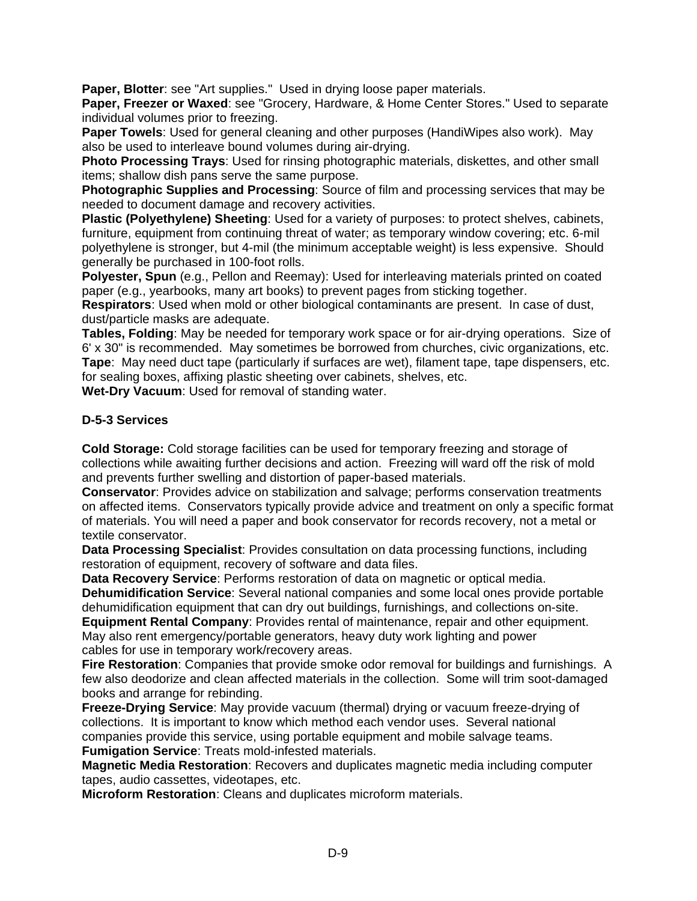**Paper, Blotter**: see "Art supplies." Used in drying loose paper materials.
**Paper, Freezer or Waxed**: see "Grocery, Hardware, & Home Center Stores." Used to separate individual volumes prior to freezing.
**Paper Towels**: Used for general cleaning and other purposes (HandiWipes also work). May also be used to interleave bound volumes during air-drying.
**Photo Processing Trays**: Used for rinsing photographic materials, diskettes, and other small items; shallow dish pans serve the same purpose.
**Photographic Supplies and Processing**: Source of film and processing services that may be needed to document damage and recovery activities.
**Plastic (Polyethylene) Sheeting**: Used for a variety of purposes: to protect shelves, cabinets, furniture, equipment from continuing threat of water; as temporary window covering; etc. 6-mil polyethylene is stronger, but 4-mil (the minimum acceptable weight) is less expensive. Should generally be purchased in 100-foot rolls.
**Polyester, Spun** (e.g., Pellon and Reemay): Used for interleaving materials printed on coated paper (e.g., yearbooks, many art books) to prevent pages from sticking together.
**Respirators**: Used when mold or other biological contaminants are present. In case of dust, dust/particle masks are adequate.
**Tables, Folding**: May be needed for temporary work space or for air-drying operations. Size of 6' x 30" is recommended. May sometimes be borrowed from churches, civic organizations, etc.
**Tape**: May need duct tape (particularly if surfaces are wet), filament tape, tape dispensers, etc. for sealing boxes, affixing plastic sheeting over cabinets, shelves, etc.
**Wet-Dry Vacuum**: Used for removal of standing water.

### D-5-3 Services

**Cold Storage:** Cold storage facilities can be used for temporary freezing and storage of collections while awaiting further decisions and action. Freezing will ward off the risk of mold and prevents further swelling and distortion of paper-based materials.
**Conservator**: Provides advice on stabilization and salvage; performs conservation treatments on affected items. Conservators typically provide advice and treatment on only a specific format of materials. You will need a paper and book conservator for records recovery, not a metal or textile conservator.
**Data Processing Specialist**: Provides consultation on data processing functions, including restoration of equipment, recovery of software and data files.
**Data Recovery Service**: Performs restoration of data on magnetic or optical media.
**Dehumidification Service**: Several national companies and some local ones provide portable dehumidification equipment that can dry out buildings, furnishings, and collections on-site.
**Equipment Rental Company**: Provides rental of maintenance, repair and other equipment. May also rent emergency/portable generators, heavy duty work lighting and power cables for use in temporary work/recovery areas.
**Fire Restoration**: Companies that provide smoke odor removal for buildings and furnishings. A few also deodorize and clean affected materials in the collection. Some will trim soot-damaged books and arrange for rebinding.
**Freeze-Drying Service**: May provide vacuum (thermal) drying or vacuum freeze-drying of collections. It is important to know which method each vendor uses. Several national companies provide this service, using portable equipment and mobile salvage teams.
**Fumigation Service**: Treats mold-infested materials.
**Magnetic Media Restoration**: Recovers and duplicates magnetic media including computer tapes, audio cassettes, videotapes, etc.
**Microform Restoration**: Cleans and duplicates microform materials.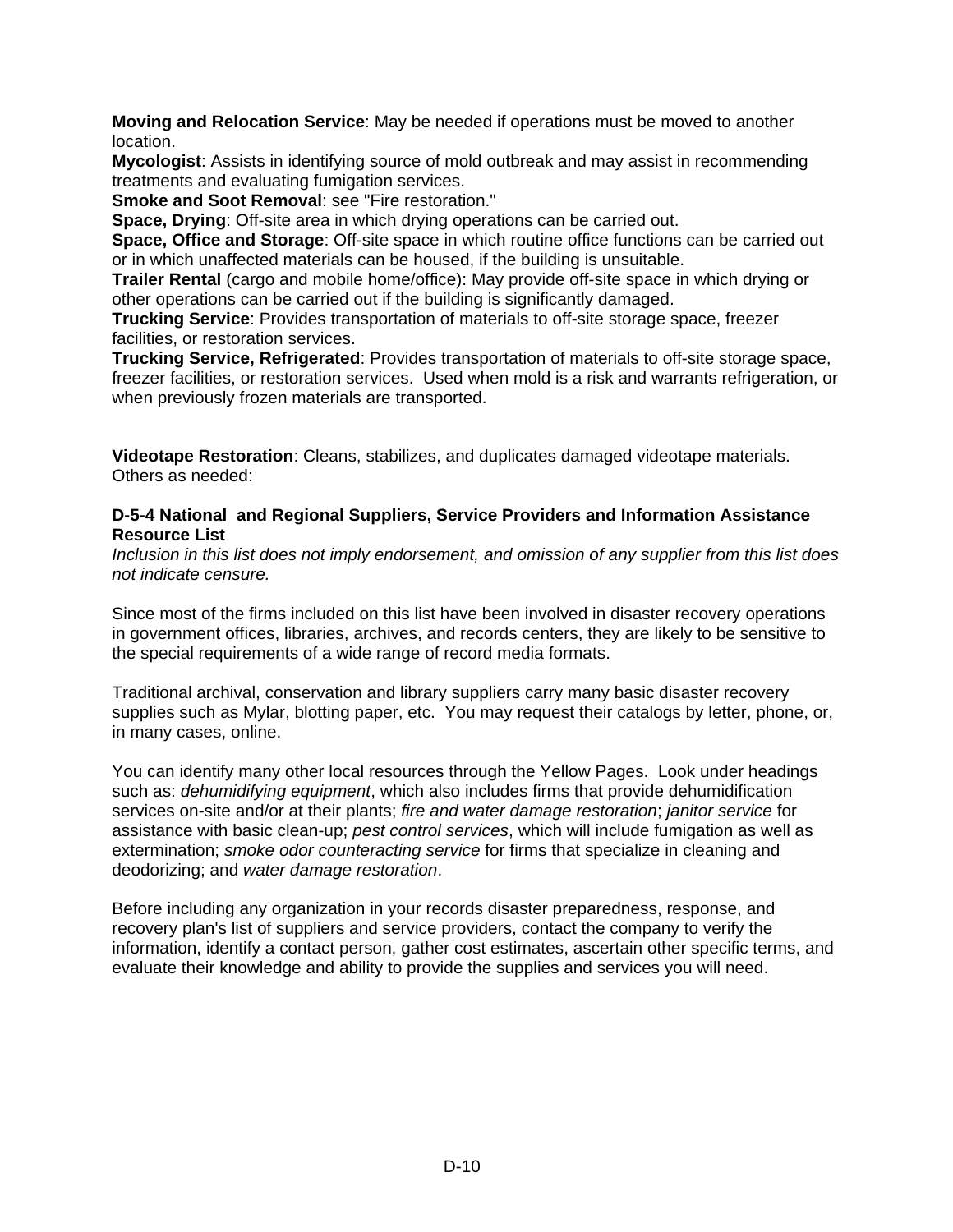**Moving and Relocation Service**: May be needed if operations must be moved to another location.
**Mycologist**: Assists in identifying source of mold outbreak and may assist in recommending treatments and evaluating fumigation services.
**Smoke and Soot Removal**: see "Fire restoration."
**Space, Drying**: Off-site area in which drying operations can be carried out.
**Space, Office and Storage**: Off-site space in which routine office functions can be carried out or in which unaffected materials can be housed, if the building is unsuitable.
**Trailer Rental** (cargo and mobile home/office): May provide off-site space in which drying or other operations can be carried out if the building is significantly damaged.
**Trucking Service**: Provides transportation of materials to off-site storage space, freezer facilities, or restoration services.
**Trucking Service, Refrigerated**: Provides transportation of materials to off-site storage space, freezer facilities, or restoration services. Used when mold is a risk and warrants refrigeration, or when previously frozen materials are transported.

**Videotape Restoration**: Cleans, stabilizes, and duplicates damaged videotape materials.
Others as needed:

### D-5-4 National and Regional Suppliers, Service Providers and Information Assistance Resource List

*Inclusion in this list does not imply endorsement, and omission of any supplier from this list does not indicate censure.*

Since most of the firms included on this list have been involved in disaster recovery operations in government offices, libraries, archives, and records centers, they are likely to be sensitive to the special requirements of a wide range of record media formats.

Traditional archival, conservation and library suppliers carry many basic disaster recovery supplies such as Mylar, blotting paper, etc. You may request their catalogs by letter, phone, or, in many cases, online.

You can identify many other local resources through the Yellow Pages. Look under headings such as: *dehumidifying equipment*, which also includes firms that provide dehumidification services on-site and/or at their plants; *fire and water damage restoration*; *janitor service* for assistance with basic clean-up; *pest control services*, which will include fumigation as well as extermination; *smoke odor counteracting service* for firms that specialize in cleaning and deodorizing; and *water damage restoration*.

Before including any organization in your records disaster preparedness, response, and recovery plan's list of suppliers and service providers, contact the company to verify the information, identify a contact person, gather cost estimates, ascertain other specific terms, and evaluate their knowledge and ability to provide the supplies and services you will need.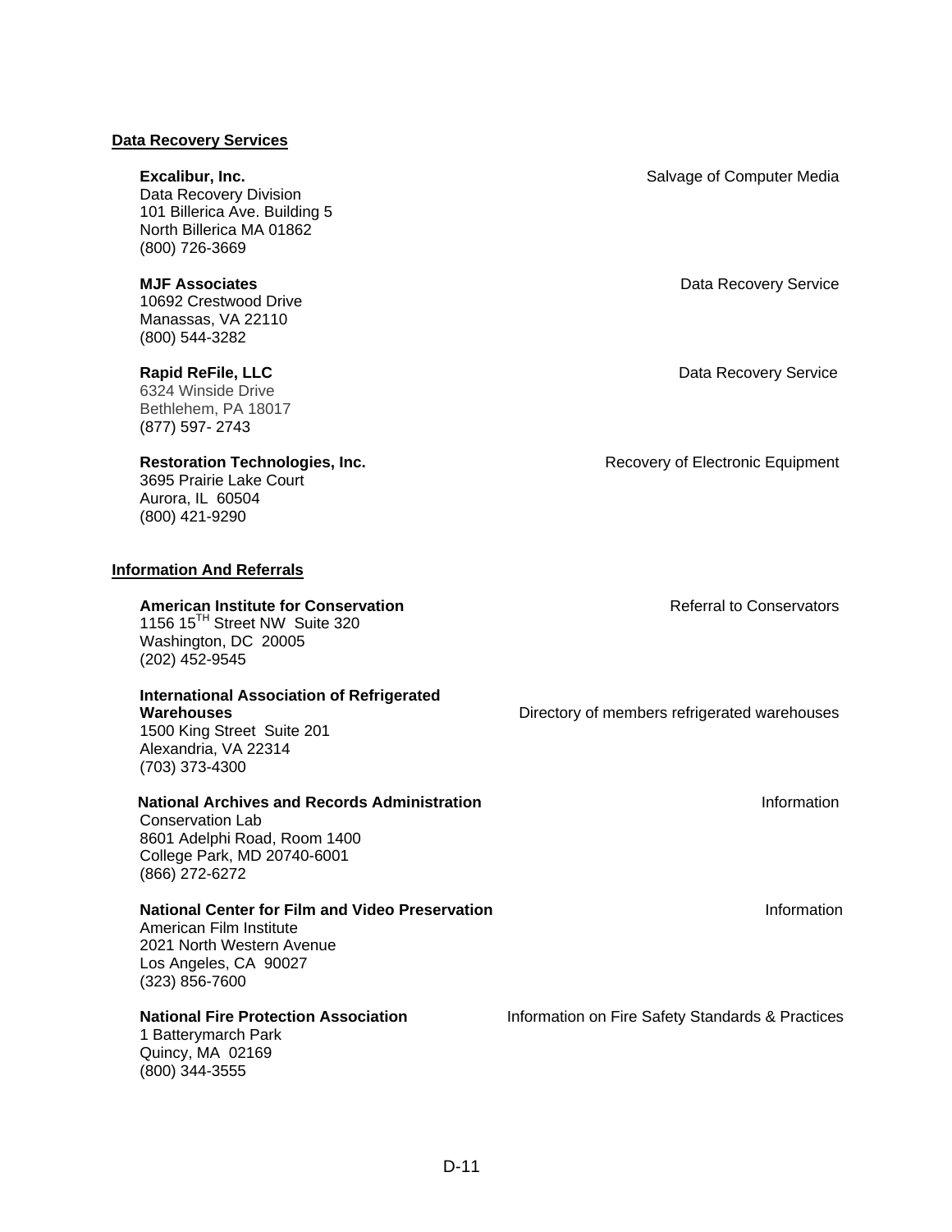## Data Recovery Services

**Excalibur, Inc.** — Salvage of Computer Media
Data Recovery Division
101 Billerica Ave. Building 5
North Billerica MA 01862
(800) 726-3669

**MJF Associates** — Data Recovery Service
10692 Crestwood Drive
Manassas, VA 22110
(800) 544-3282

**Rapid ReFile, LLC** — Data Recovery Service
6324 Winside Drive
Bethlehem, PA 18017
(877) 597- 2743

**Restoration Technologies, Inc.** — Recovery of Electronic Equipment
3695 Prairie Lake Court
Aurora, IL 60504
(800) 421-9290

## Information And Referrals

**American Institute for Conservation** — Referral to Conservators
1156 15TH Street NW Suite 320
Washington, DC 20005
(202) 452-9545

**International Association of Refrigerated Warehouses** — Directory of members refrigerated warehouses
1500 King Street Suite 201
Alexandria, VA 22314
(703) 373-4300

**National Archives and Records Administration** — Information
Conservation Lab
8601 Adelphi Road, Room 1400
College Park, MD 20740-6001
(866) 272-6272

**National Center for Film and Video Preservation** — Information
American Film Institute
2021 North Western Avenue
Los Angeles, CA 90027
(323) 856-7600

**National Fire Protection Association** — Information on Fire Safety Standards & Practices
1 Batterymarch Park
Quincy, MA 02169
(800) 344-3555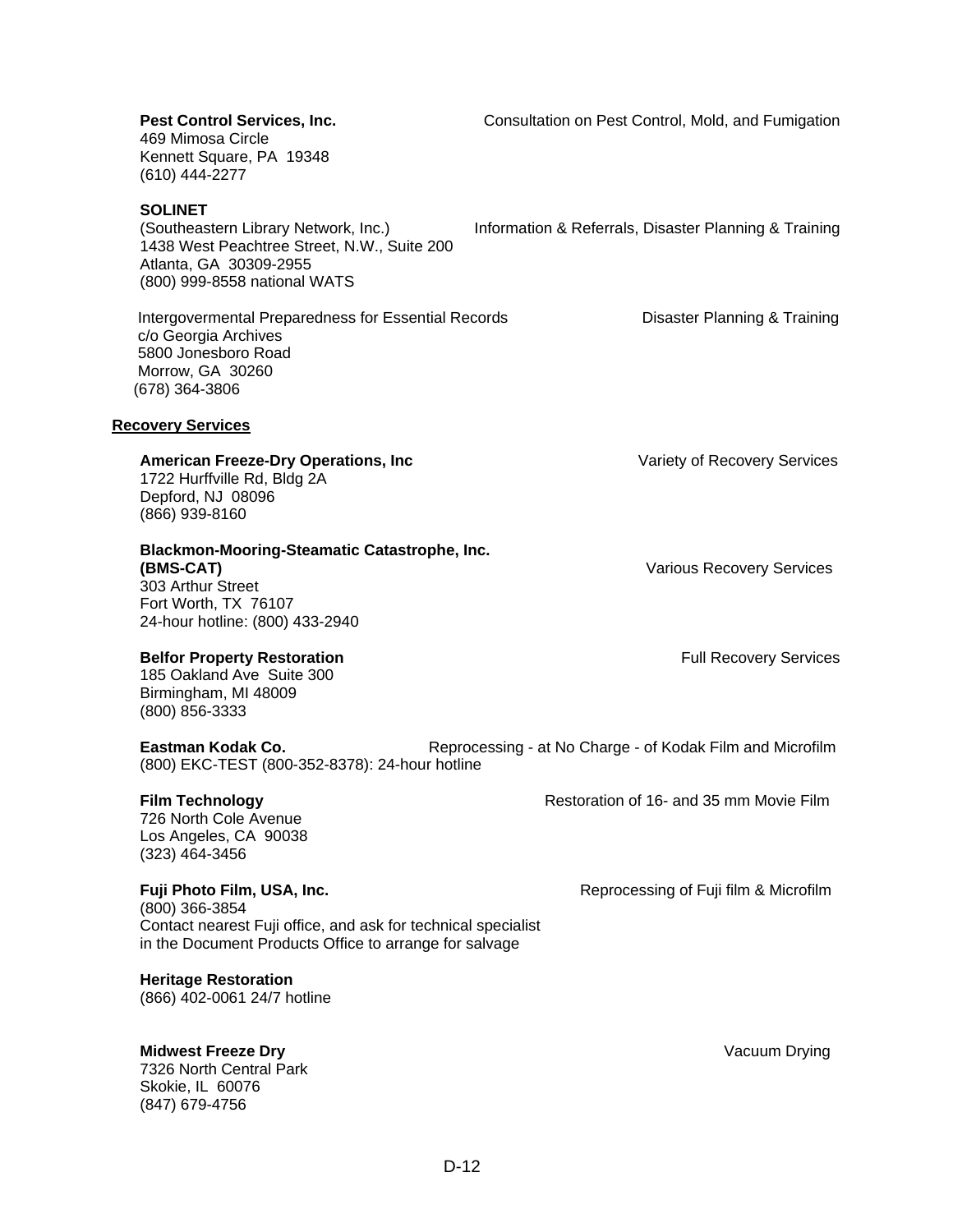**Pest Control Services, Inc.** — Consultation on Pest Control, Mold, and Fumigation
469 Mimosa Circle
Kennett Square, PA 19348
(610) 444-2277

**SOLINET**
(Southeastern Library Network, Inc.) — Information & Referrals, Disaster Planning & Training
1438 West Peachtree Street, N.W., Suite 200
Atlanta, GA 30309-2955
(800) 999-8558 national WATS

Intergovermental Preparedness for Essential Records — Disaster Planning & Training
c/o Georgia Archives
5800 Jonesboro Road
Morrow, GA 30260
(678) 364-3806

## Recovery Services

**American Freeze-Dry Operations, Inc** — Variety of Recovery Services
1722 Hurffville Rd, Bldg 2A
Depford, NJ 08096
(866) 939-8160

**Blackmon-Mooring-Steamatic Catastrophe, Inc. (BMS-CAT)** — Various Recovery Services
303 Arthur Street
Fort Worth, TX 76107
24-hour hotline: (800) 433-2940

**Belfor Property Restoration** — Full Recovery Services
185 Oakland Ave Suite 300
Birmingham, MI 48009
(800) 856-3333

**Eastman Kodak Co.** — Reprocessing - at No Charge - of Kodak Film and Microfilm
(800) EKC-TEST (800-352-8378): 24-hour hotline

**Film Technology** — Restoration of 16- and 35 mm Movie Film
726 North Cole Avenue
Los Angeles, CA 90038
(323) 464-3456

**Fuji Photo Film, USA, Inc.** — Reprocessing of Fuji film & Microfilm
(800) 366-3854
Contact nearest Fuji office, and ask for technical specialist in the Document Products Office to arrange for salvage

**Heritage Restoration**
(866) 402-0061 24/7 hotline

**Midwest Freeze Dry** — Vacuum Drying
7326 North Central Park
Skokie, IL 60076
(847) 679-4756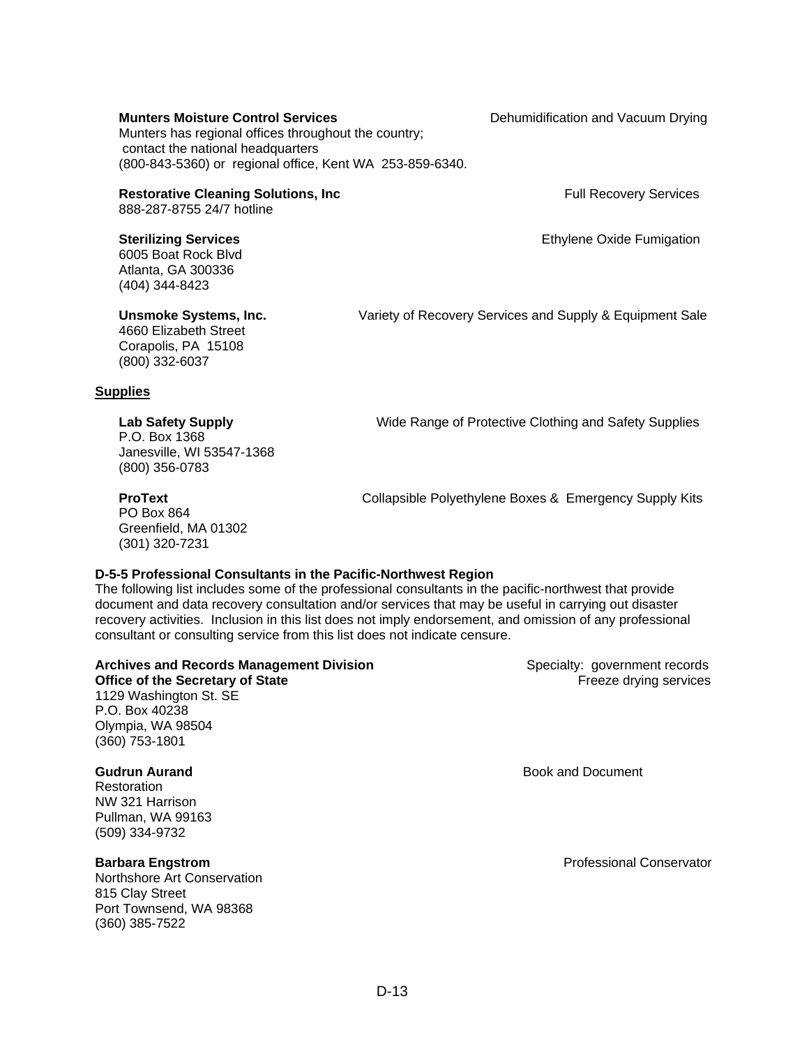**Munters Moisture Control Services** — Dehumidification and Vacuum Drying
Munters has regional offices throughout the country; contact the national headquarters (800-843-5360) or regional office, Kent WA 253-859-6340.

**Restorative Cleaning Solutions, Inc** — Full Recovery Services
888-287-8755 24/7 hotline

**Sterilizing Services** — Ethylene Oxide Fumigation
6005 Boat Rock Blvd
Atlanta, GA 300336
(404) 344-8423

**Unsmoke Systems, Inc.** — Variety of Recovery Services and Supply & Equipment Sale
4660 Elizabeth Street
Corapolis, PA 15108
(800) 332-6037

**<u>Supplies</u>**

**Lab Safety Supply** — Wide Range of Protective Clothing and Safety Supplies
P.O. Box 1368
Janesville, WI 53547-1368
(800) 356-0783

**ProText** — Collapsible Polyethylene Boxes & Emergency Supply Kits
PO Box 864
Greenfield, MA 01302
(301) 320-7231

### D-5-5 Professional Consultants in the Pacific-Northwest Region

The following list includes some of the professional consultants in the pacific-northwest that provide document and data recovery consultation and/or services that may be useful in carrying out disaster recovery activities. Inclusion in this list does not imply endorsement, and omission of any professional consultant or consulting service from this list does not indicate censure.

**Archives and Records Management Division** — Specialty: government records
**Office of the Secretary of State** — Freeze drying services
1129 Washington St. SE
P.O. Box 40238
Olympia, WA 98504
(360) 753-1801

**Gudrun Aurand** — Book and Document
Restoration
NW 321 Harrison
Pullman, WA 99163
(509) 334-9732

**Barbara Engstrom** — Professional Conservator
Northshore Art Conservation
815 Clay Street
Port Townsend, WA 98368
(360) 385-7522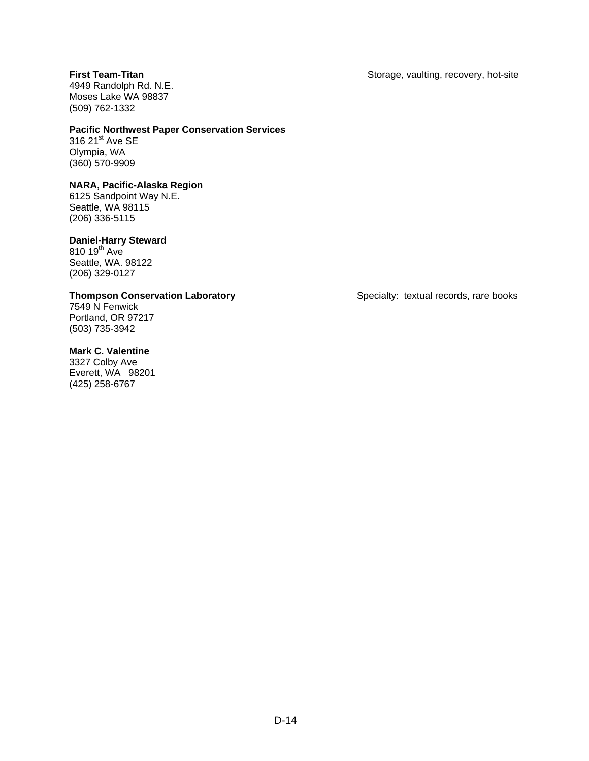**First Team-Titan** Storage, vaulting, recovery, hot-site
4949 Randolph Rd. N.E.
Moses Lake WA 98837
(509) 762-1332

**Pacific Northwest Paper Conservation Services**
316 21st Ave SE
Olympia, WA
(360) 570-9909

**NARA, Pacific-Alaska Region**
6125 Sandpoint Way N.E.
Seattle, WA 98115
(206) 336-5115

**Daniel-Harry Steward**
810 19th Ave
Seattle, WA. 98122
(206) 329-0127

**Thompson Conservation Laboratory** Specialty: textual records, rare books
7549 N Fenwick
Portland, OR 97217
(503) 735-3942

**Mark C. Valentine**
3327 Colby Ave
Everett, WA 98201
(425) 258-6767